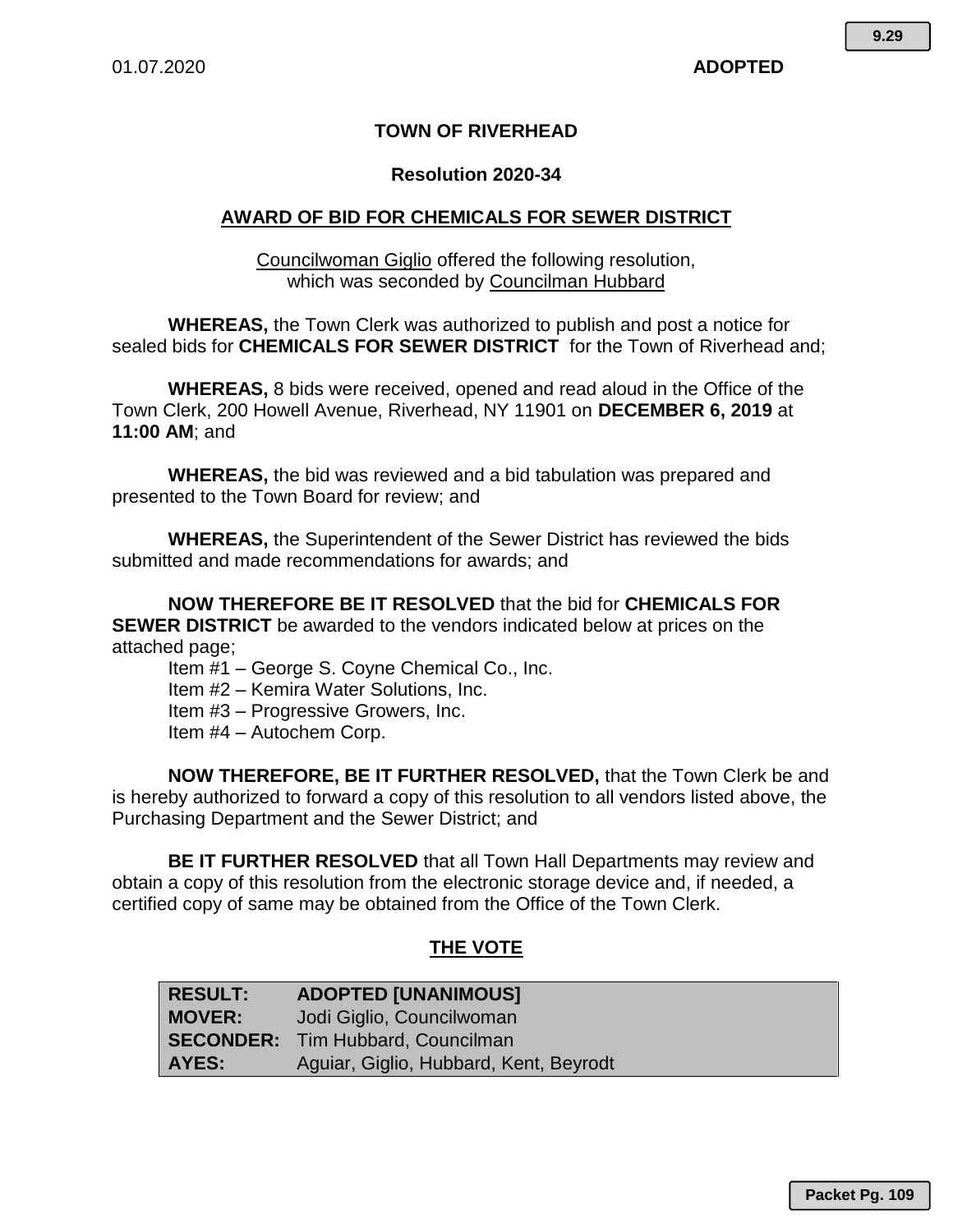01.07.2020 **ADOPTED**

**TOWN OF RIVERHEAD**

**Resolution 2020-34**

## AWARD OF BID FOR CHEMICALS FOR SEWER DISTRICT

Councilwoman Giglio offered the following resolution, which was seconded by Councilman Hubbard

**WHEREAS,** the Town Clerk was authorized to publish and post a notice for sealed bids for **CHEMICALS FOR SEWER DISTRICT** for the Town of Riverhead and;

**WHEREAS,** 8 bids were received, opened and read aloud in the Office of the Town Clerk, 200 Howell Avenue, Riverhead, NY 11901 on **DECEMBER 6, 2019** at **11:00 AM**; and

**WHEREAS,** the bid was reviewed and a bid tabulation was prepared and presented to the Town Board for review; and

**WHEREAS,** the Superintendent of the Sewer District has reviewed the bids submitted and made recommendations for awards; and

**NOW THEREFORE BE IT RESOLVED** that the bid for **CHEMICALS FOR SEWER DISTRICT** be awarded to the vendors indicated below at prices on the attached page;

Item #1 – George S. Coyne Chemical Co., Inc.
Item #2 – Kemira Water Solutions, Inc.
Item #3 – Progressive Growers, Inc.
Item #4 – Autochem Corp.

**NOW THEREFORE, BE IT FURTHER RESOLVED,** that the Town Clerk be and is hereby authorized to forward a copy of this resolution to all vendors listed above, the Purchasing Department and the Sewer District; and

**BE IT FURTHER RESOLVED** that all Town Hall Departments may review and obtain a copy of this resolution from the electronic storage device and, if needed, a certified copy of same may be obtained from the Office of the Town Clerk.

## THE VOTE

| | |
|---|---|
| **RESULT:** | **ADOPTED [UNANIMOUS]** |
| **MOVER:** | Jodi Giglio, Councilwoman |
| **SECONDER:** | Tim Hubbard, Councilman |
| **AYES:** | Aguiar, Giglio, Hubbard, Kent, Beyrodt |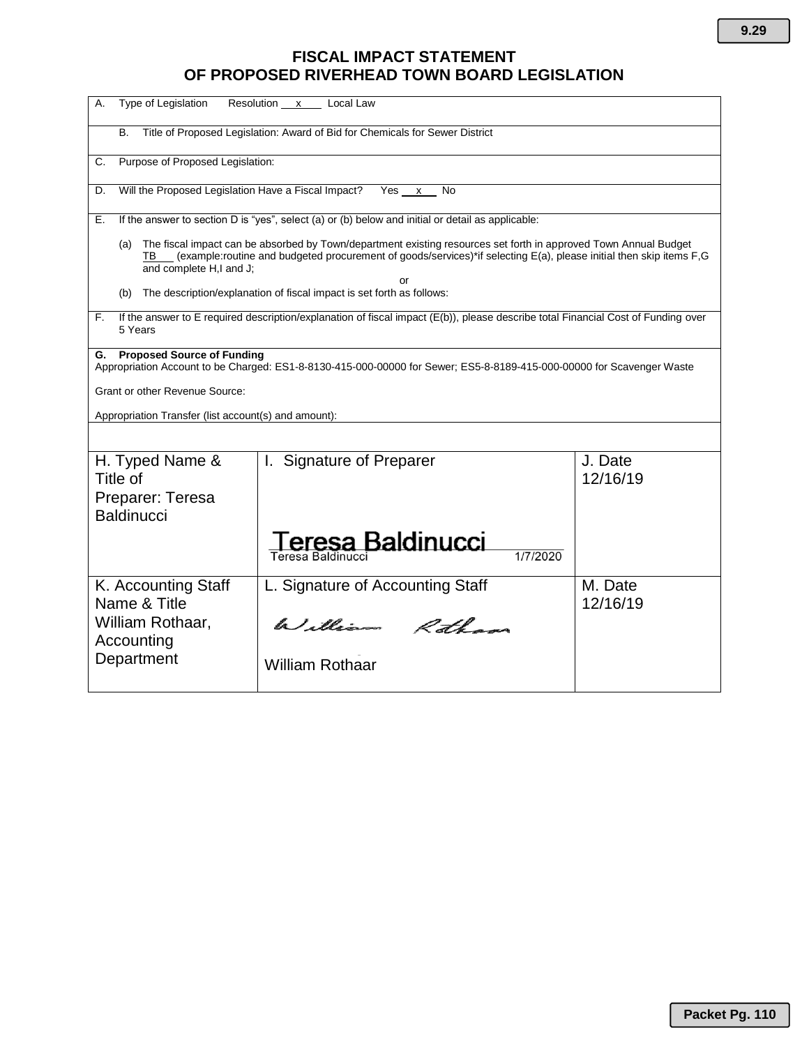# FISCAL IMPACT STATEMENT
# OF PROPOSED RIVERHEAD TOWN BOARD LEGISLATION

A. Type of Legislation Resolution \_\_x\_\_ Local Law

B. Title of Proposed Legislation: Award of Bid for Chemicals for Sewer District

C. Purpose of Proposed Legislation:

D. Will the Proposed Legislation Have a Fiscal Impact? Yes \_\_x\_\_ No

E. If the answer to section D is "yes", select (a) or (b) below and initial or detail as applicable:

(a) The fiscal impact can be absorbed by Town/department existing resources set forth in approved Town Annual Budget TB\_\_\_ (example:routine and budgeted procurement of goods/services)*if selecting E(a), please initial then skip items F,G and complete H,I and J;

or

(b) The description/explanation of fiscal impact is set forth as follows:

F. If the answer to E required description/explanation of fiscal impact (E(b)), please describe total Financial Cost of Funding over 5 Years

**G. Proposed Source of Funding**
Appropriation Account to be Charged: ES1-8-8130-415-000-00000 for Sewer; ES5-8-8189-415-000-00000 for Scavenger Waste

Grant or other Revenue Source:

Appropriation Transfer (list account(s) and amount):

| H. Typed Name & Title of Preparer: Teresa Baldinucci | I. Signature of Preparer | J. Date |
|---|---|---|
| | Teresa Baldinucci<br>Teresa Baldinucci 1/7/2020 | 12/16/19 |
| **K. Accounting Staff Name & Title** | **L. Signature of Accounting Staff** | **M. Date** |
| William Rothaar, Accounting Department | William Rothaar<br>William Rothaar | 12/16/19 |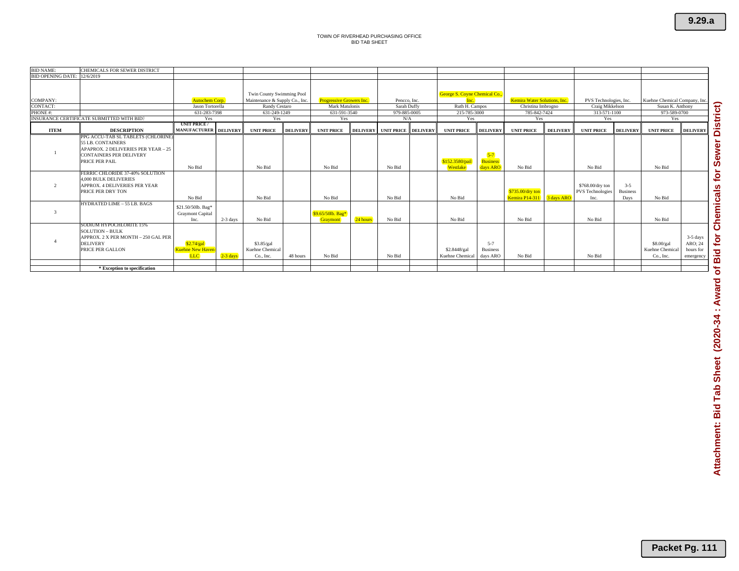TOWN OF RIVERHEAD PURCHASING OFFICE
BID TAB SHEET

| | | | | | | | | | | | | | | | | | |
|---|---|---|---|---|---|---|---|---|---|---|---|---|---|---|---|---|---|
| BID NAME: | CHEMICALS FOR SEWER DISTRICT | | | | | | | | | | | | | | | | |
| BID OPENING DATE: | 12/6/2019 | | | | | | | | | | | | | | | | |
| COMPANY: | | Autochem Corp. | | Twin County Swimming Pool Maintenance & Supply Co., Inc. | | Progressive Growers Inc. | | Pencco, Inc. | | George S. Coyne Chemical Co., Inc. | | Kemira Water Solutions, Inc. | | PVS Technologies, Inc. | | Kuehne Chemical Company, Inc. | |
| CONTACT: | | Jason Tortorella | | Randy Cestaro | | Mark Matulonis | | Sarah Duffy | | Ruth H. Campos | | Christina Imbrogno | | Craig Mikkelson | | Susan K. Anthony | |
| PHONE #: | | 631-283-7398 | | 631-249-1249 | | 631-591-3540 | | 979-885-0005 | | 215-785-3000 | | 785-842-7424 | | 313-571-1100 | | 973-589-0700 | |
| INSURANCE CERTIFICATE SUBMITTED WITH BID? | | Yes | | Yes | | Yes | | N/A | | Yes | | Yes | | Yes | | Yes | |
| ITEM | DESCRIPTION | UNIT PRICE / MANUFACTURER | DELIVERY | UNIT PRICE | DELIVERY | UNIT PRICE | DELIVERY | UNIT PRICE | DELIVERY | UNIT PRICE | DELIVERY | UNIT PRICE | DELIVERY | UNIT PRICE | DELIVERY | UNIT PRICE | DELIVERY |
| 1 | PPG ACCU-TAB SL TABLETS (CHLORINE) 55 LB. CONTAINERS APAPROX. 2 DELIVERIES PER YEAR – 25 CONTAINERS PER DELIVERY PRICE PER PAIL | No Bid | | No Bid | | No Bid | | No Bid | | $152.3580/pail Westlake | 5-7 Business days ARO | No Bid | | No Bid | | No Bid | |
| 2 | FERRIC CHLORIDE 37-40% SOLUTION 4,000 BULK DELIVERIES APPROX. 4 DELIVERIES PER YEAR PRICE PER DRY TON | No Bid | | No Bid | | No Bid | | No Bid | | No Bid | | $735.00/dry ton Kemira P14-311 | 3 days ARO | $768.00/dry ton PVS Technologies Inc. | 3-5 Business Days | No Bid | |
| 3 | HYDRATED LIME – 55 LB. BAGS | $21.50/50lb. Bag* Graymont Capital Inc. | 2-3 days | No Bid | | $9.65/50lb. Bag* Graymont | 24 hours | No Bid | | No Bid | | No Bid | | No Bid | | No Bid | |
| 4 | SODIUM HYPOCHLORITE 15% SOLUTION – BULK APPROX. 2 X PER MONTH – 250 GAL PER DELIVERY PRICE PER GALLON | $2.74/gal Kuehne New Haven LLC | 2-3 days | $3.85/gal Kuehne Chemical Co., Inc. | 48 hours | No Bid | | No Bid | | $2.8448/gal Kuehne Chemical | 5-7 Business days ARO | No Bid | | No Bid | | $8.00/gal Kuehne Chemical Co., Inc. | 3-5 days ARO; 24 hours for emergency |
| | | | | | | | | | | | | | | | | | |
| | * Exception to specification | | | | | | | | | | | | | | | | |

Attachment: Bid Tab Sheet (2020-34 : Award of Bid for Chemicals for Sewer District)